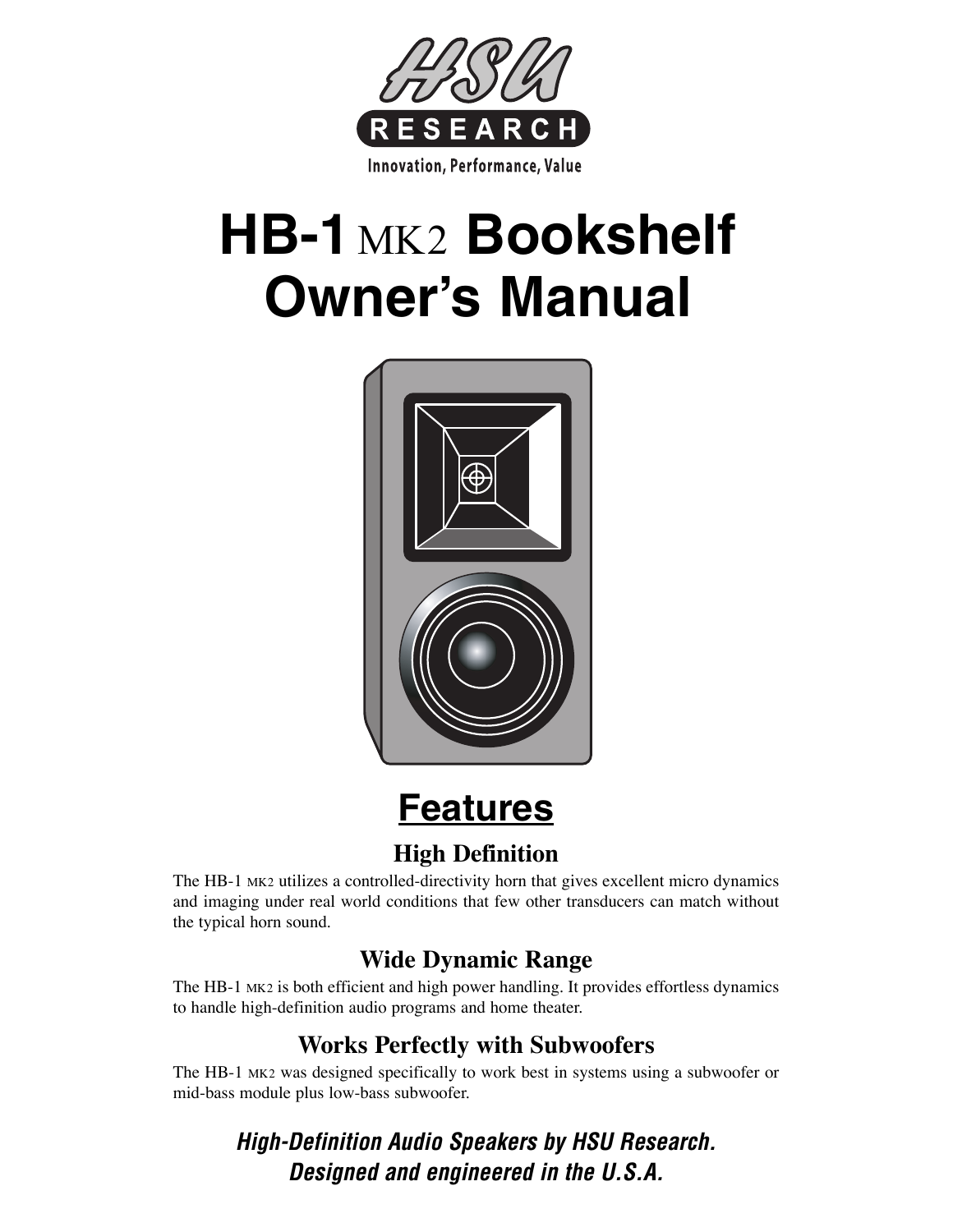HSU RESEARCH

Innovation, Performance, Value

# HB-1 MK2 Bookshelf Owner's Manual

## Features

### High Definition

The HB-1 MK2 utilizes a controlled-directivity horn that gives excellent micro dynamics and imaging under real world conditions that few other transducers can match without the typical horn sound.

### Wide Dynamic Range

The HB-1 MK2 is both efficient and high power handling. It provides effortless dynamics to handle high-definition audio programs and home theater.

### Works Perfectly with Subwoofers

The HB-1 MK2 was designed specifically to work best in systems using a subwoofer or mid-bass module plus low-bass subwoofer.

***High-Definition Audio Speakers by HSU Research.***
***Designed and engineered in the U.S.A.***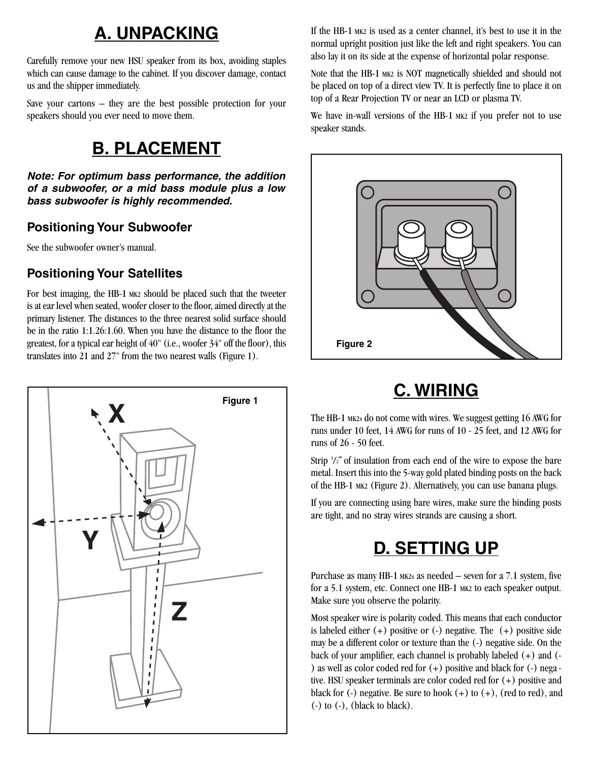# A. UNPACKING

Carefully remove your new HSU speaker from its box, avoiding staples which can cause damage to the cabinet. If you discover damage, contact us and the shipper immediately.

Save your cartons – they are the best possible protection for your speakers should you ever need to move them.

# B. PLACEMENT

***Note: For optimum bass performance, the addition of a subwoofer, or a mid bass module plus a low bass subwoofer is highly recommended.***

### Positioning Your Subwoofer

See the subwoofer owner's manual.

### Positioning Your Satellites

For best imaging, the HB-1 MK2 should be placed such that the tweeter is at ear level when seated, woofer closer to the floor, aimed directly at the primary listener. The distances to the three nearest solid surface should be in the ratio 1:1.26:1.60. When you have the distance to the floor the greatest, for a typical ear height of 40" (i.e., woofer 34" off the floor), this translates into 21 and 27" from the two nearest walls (Figure 1).

Figure 1

If the HB-1 MK2 is used as a center channel, it's best to use it in the normal upright position just like the left and right speakers. You can also lay it on its side at the expense of horizontal polar response.

Note that the HB-1 MK2 is NOT magnetically shielded and should not be placed on top of a direct view TV. It is perfectly fine to place it on top of a Rear Projection TV or near an LCD or plasma TV.

We have in-wall versions of the HB-1 MK2 if you prefer not to use speaker stands.

Figure 2

# C. WIRING

The HB-1 MK2s do not come with wires. We suggest getting 16 AWG for runs under 10 feet, 14 AWG for runs of 10 - 25 feet, and 12 AWG for runs of 26 - 50 feet.

Strip 1/2" of insulation from each end of the wire to expose the bare metal. Insert this into the 5-way gold plated binding posts on the back of the HB-1 MK2 (Figure 2). Alternatively, you can use banana plugs.

If you are connecting using bare wires, make sure the binding posts are tight, and no stray wires strands are causing a short.

# D. SETTING UP

Purchase as many HB-1 MK2s as needed – seven for a 7.1 system, five for a 5.1 system, etc. Connect one HB-1 MK2 to each speaker output. Make sure you observe the polarity.

Most speaker wire is polarity coded. This means that each conductor is labeled either (+) positive or (-) negative. The (+) positive side may be a different color or texture than the (-) negative side. On the back of your amplifier, each channel is probably labeled (+) and (-) as well as color coded red for (+) positive and black for (-) negative. HSU speaker terminals are color coded red for (+) positive and black for (-) negative. Be sure to hook (+) to (+), (red to red), and (-) to (-), (black to black).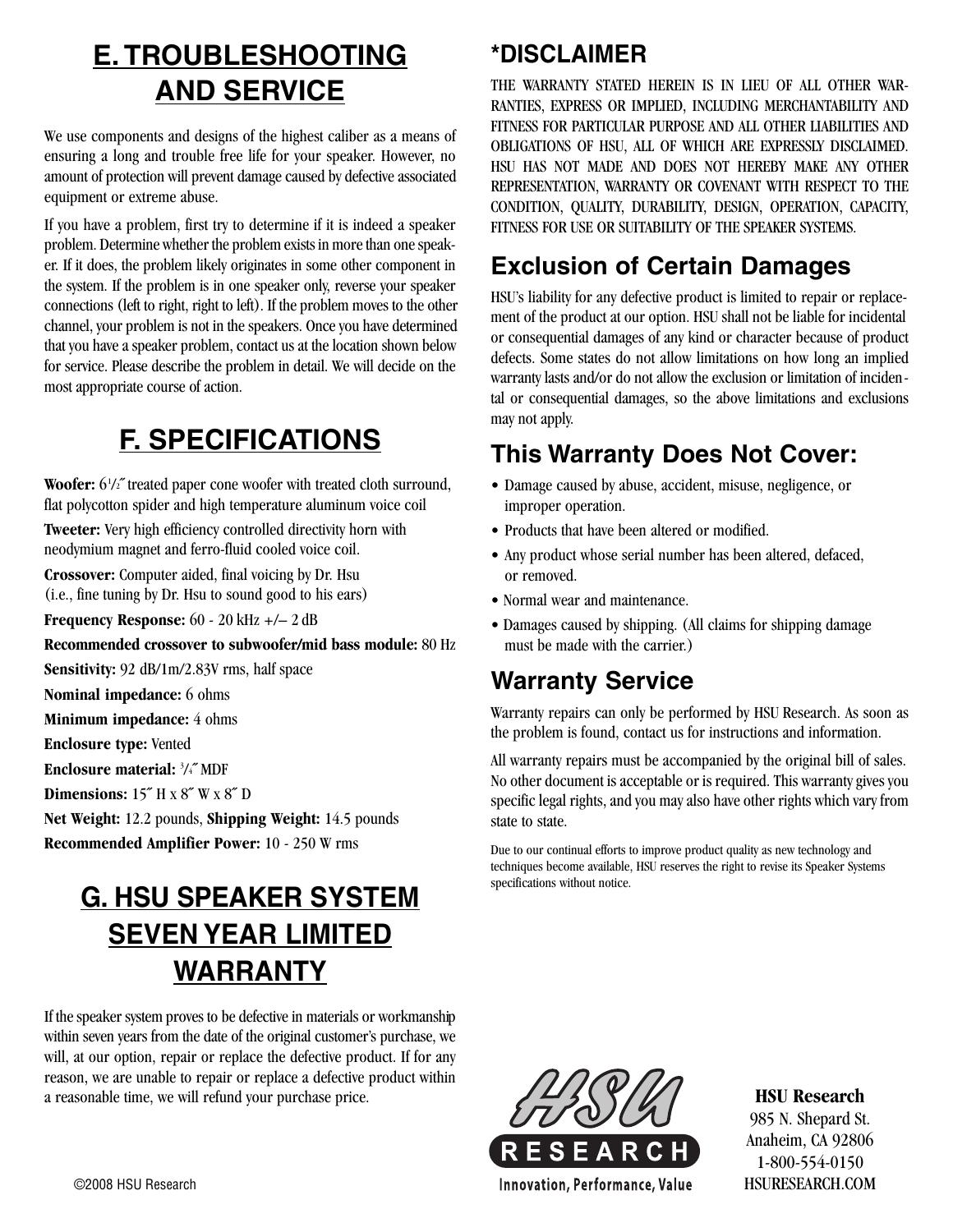## E. TROUBLESHOOTING AND SERVICE

We use components and designs of the highest caliber as a means of ensuring a long and trouble free life for your speaker. However, no amount of protection will prevent damage caused by defective associated equipment or extreme abuse.

If you have a problem, first try to determine if it is indeed a speaker problem. Determine whether the problem exists in more than one speaker. If it does, the problem likely originates in some other component in the system. If the problem is in one speaker only, reverse your speaker connections (left to right, right to left). If the problem moves to the other channel, your problem is not in the speakers. Once you have determined that you have a speaker problem, contact us at the location shown below for service. Please describe the problem in detail. We will decide on the most appropriate course of action.

## F. SPECIFICATIONS

**Woofer:** 6½″ treated paper cone woofer with treated cloth surround, flat polycotton spider and high temperature aluminum voice coil

**Tweeter:** Very high efficiency controlled directivity horn with neodymium magnet and ferro-fluid cooled voice coil.

**Crossover:** Computer aided, final voicing by Dr. Hsu (i.e., fine tuning by Dr. Hsu to sound good to his ears)

**Frequency Response:** 60 - 20 kHz +/– 2 dB

**Recommended crossover to subwoofer/mid bass module:** 80 Hz

**Sensitivity:** 92 dB/1m/2.83V rms, half space

**Nominal impedance:** 6 ohms

**Minimum impedance:** 4 ohms

**Enclosure type:** Vented

**Enclosure material:** ¾″ MDF

**Dimensions:** 15″ H x 8″ W x 8″ D

**Net Weight:** 12.2 pounds, **Shipping Weight:** 14.5 pounds

**Recommended Amplifier Power:** 10 - 250 W rms

## G. HSU SPEAKER SYSTEM SEVEN YEAR LIMITED WARRANTY

If the speaker system proves to be defective in materials or workmanship within seven years from the date of the original customer's purchase, we will, at our option, repair or replace the defective product. If for any reason, we are unable to repair or replace a defective product within a reasonable time, we will refund your purchase price.

## *DISCLAIMER

THE WARRANTY STATED HEREIN IS IN LIEU OF ALL OTHER WARRANTIES, EXPRESS OR IMPLIED, INCLUDING MERCHANTABILITY AND FITNESS FOR PARTICULAR PURPOSE AND ALL OTHER LIABILITIES AND OBLIGATIONS OF HSU, ALL OF WHICH ARE EXPRESSLY DISCLAIMED. HSU HAS NOT MADE AND DOES NOT HEREBY MAKE ANY OTHER REPRESENTATION, WARRANTY OR COVENANT WITH RESPECT TO THE CONDITION, QUALITY, DURABILITY, DESIGN, OPERATION, CAPACITY, FITNESS FOR USE OR SUITABILITY OF THE SPEAKER SYSTEMS.

### Exclusion of Certain Damages

HSU's liability for any defective product is limited to repair or replacement of the product at our option. HSU shall not be liable for incidental or consequential damages of any kind or character because of product defects. Some states do not allow limitations on how long an implied warranty lasts and/or do not allow the exclusion or limitation of incidental or consequential damages, so the above limitations and exclusions may not apply.

### This Warranty Does Not Cover:

- Damage caused by abuse, accident, misuse, negligence, or improper operation.
- Products that have been altered or modified.
- Any product whose serial number has been altered, defaced, or removed.
- Normal wear and maintenance.
- Damages caused by shipping. (All claims for shipping damage must be made with the carrier.)

### Warranty Service

Warranty repairs can only be performed by HSU Research. As soon as the problem is found, contact us for instructions and information.

All warranty repairs must be accompanied by the original bill of sales. No other document is acceptable or is required. This warranty gives you specific legal rights, and you may also have other rights which vary from state to state.

Due to our continual efforts to improve product quality as new technology and techniques become available, HSU reserves the right to revise its Speaker Systems specifications without notice.

HSU RESEARCH

Innovation, Performance, Value

**HSU Research**
985 N. Shepard St.
Anaheim, CA 92806
1-800-554-0150
HSURESEARCH.COM

©2008 HSU Research